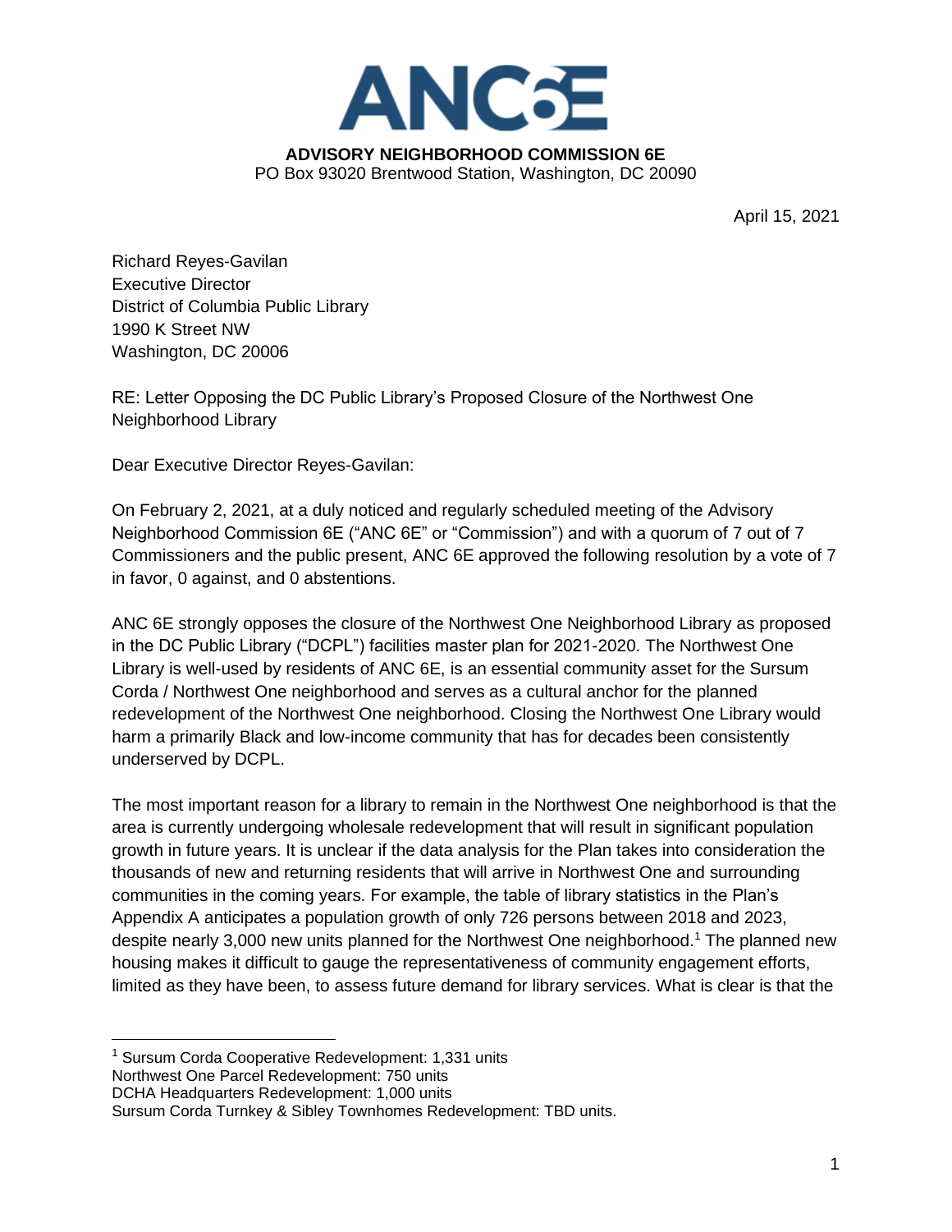# ANC6E

**ADVISORY NEIGHBORHOOD COMMISSION 6E**
PO Box 93020 Brentwood Station, Washington, DC 20090

April 15, 2021

Richard Reyes-Gavilan
Executive Director
District of Columbia Public Library
1990 K Street NW
Washington, DC 20006

RE: Letter Opposing the DC Public Library's Proposed Closure of the Northwest One Neighborhood Library

Dear Executive Director Reyes-Gavilan:

On February 2, 2021, at a duly noticed and regularly scheduled meeting of the Advisory Neighborhood Commission 6E ("ANC 6E" or "Commission") and with a quorum of 7 out of 7 Commissioners and the public present, ANC 6E approved the following resolution by a vote of 7 in favor, 0 against, and 0 abstentions.

ANC 6E strongly opposes the closure of the Northwest One Neighborhood Library as proposed in the DC Public Library ("DCPL") facilities master plan for 2021-2020. The Northwest One Library is well-used by residents of ANC 6E, is an essential community asset for the Sursum Corda / Northwest One neighborhood and serves as a cultural anchor for the planned redevelopment of the Northwest One neighborhood. Closing the Northwest One Library would harm a primarily Black and low-income community that has for decades been consistently underserved by DCPL.

The most important reason for a library to remain in the Northwest One neighborhood is that the area is currently undergoing wholesale redevelopment that will result in significant population growth in future years. It is unclear if the data analysis for the Plan takes into consideration the thousands of new and returning residents that will arrive in Northwest One and surrounding communities in the coming years. For example, the table of library statistics in the Plan's Appendix A anticipates a population growth of only 726 persons between 2018 and 2023, despite nearly 3,000 new units planned for the Northwest One neighborhood.[1] The planned new housing makes it difficult to gauge the representativeness of community engagement efforts, limited as they have been, to assess future demand for library services. What is clear is that the

---

[1] Sursum Corda Cooperative Redevelopment: 1,331 units
Northwest One Parcel Redevelopment: 750 units
DCHA Headquarters Redevelopment: 1,000 units
Sursum Corda Turnkey & Sibley Townhomes Redevelopment: TBD units.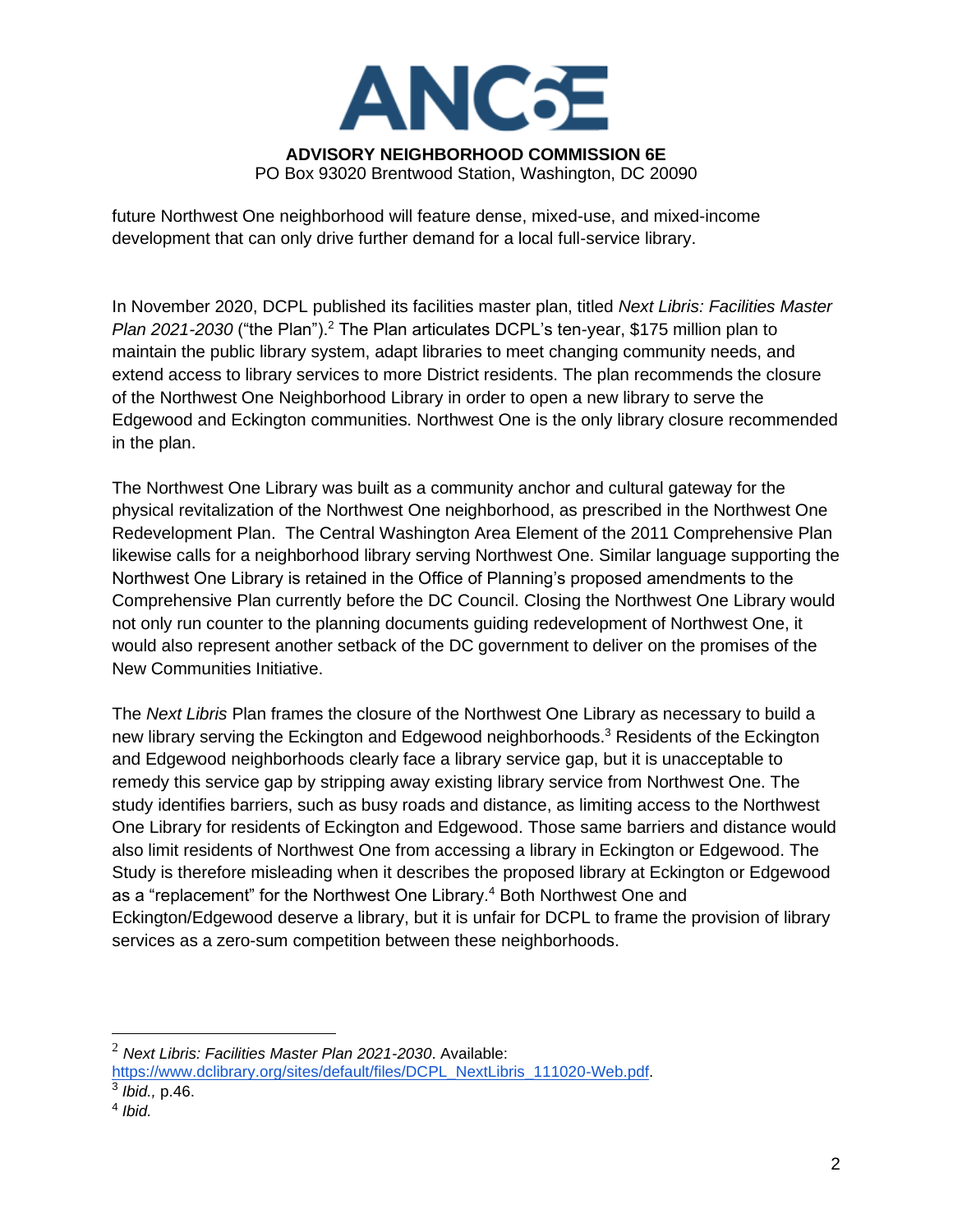future Northwest One neighborhood will feature dense, mixed-use, and mixed-income development that can only drive further demand for a local full-service library.

In November 2020, DCPL published its facilities master plan, titled *Next Libris: Facilities Master Plan 2021-2030* ("the Plan").[2] The Plan articulates DCPL's ten-year, $175 million plan to maintain the public library system, adapt libraries to meet changing community needs, and extend access to library services to more District residents. The plan recommends the closure of the Northwest One Neighborhood Library in order to open a new library to serve the Edgewood and Eckington communities. Northwest One is the only library closure recommended in the plan.

The Northwest One Library was built as a community anchor and cultural gateway for the physical revitalization of the Northwest One neighborhood, as prescribed in the Northwest One Redevelopment Plan. The Central Washington Area Element of the 2011 Comprehensive Plan likewise calls for a neighborhood library serving Northwest One. Similar language supporting the Northwest One Library is retained in the Office of Planning's proposed amendments to the Comprehensive Plan currently before the DC Council. Closing the Northwest One Library would not only run counter to the planning documents guiding redevelopment of Northwest One, it would also represent another setback of the DC government to deliver on the promises of the New Communities Initiative.

The *Next Libris* Plan frames the closure of the Northwest One Library as necessary to build a new library serving the Eckington and Edgewood neighborhoods.[3] Residents of the Eckington and Edgewood neighborhoods clearly face a library service gap, but it is unacceptable to remedy this service gap by stripping away existing library service from Northwest One. The study identifies barriers, such as busy roads and distance, as limiting access to the Northwest One Library for residents of Eckington and Edgewood. Those same barriers and distance would also limit residents of Northwest One from accessing a library in Eckington or Edgewood. The Study is therefore misleading when it describes the proposed library at Eckington or Edgewood as a "replacement" for the Northwest One Library.[4] Both Northwest One and Eckington/Edgewood deserve a library, but it is unfair for DCPL to frame the provision of library services as a zero-sum competition between these neighborhoods.

---

[2] *Next Libris: Facilities Master Plan 2021-2030*. Available: https://www.dclibrary.org/sites/default/files/DCPL_NextLibris_111020-Web.pdf.

[3] *Ibid.,* p.46.

[4] *Ibid.*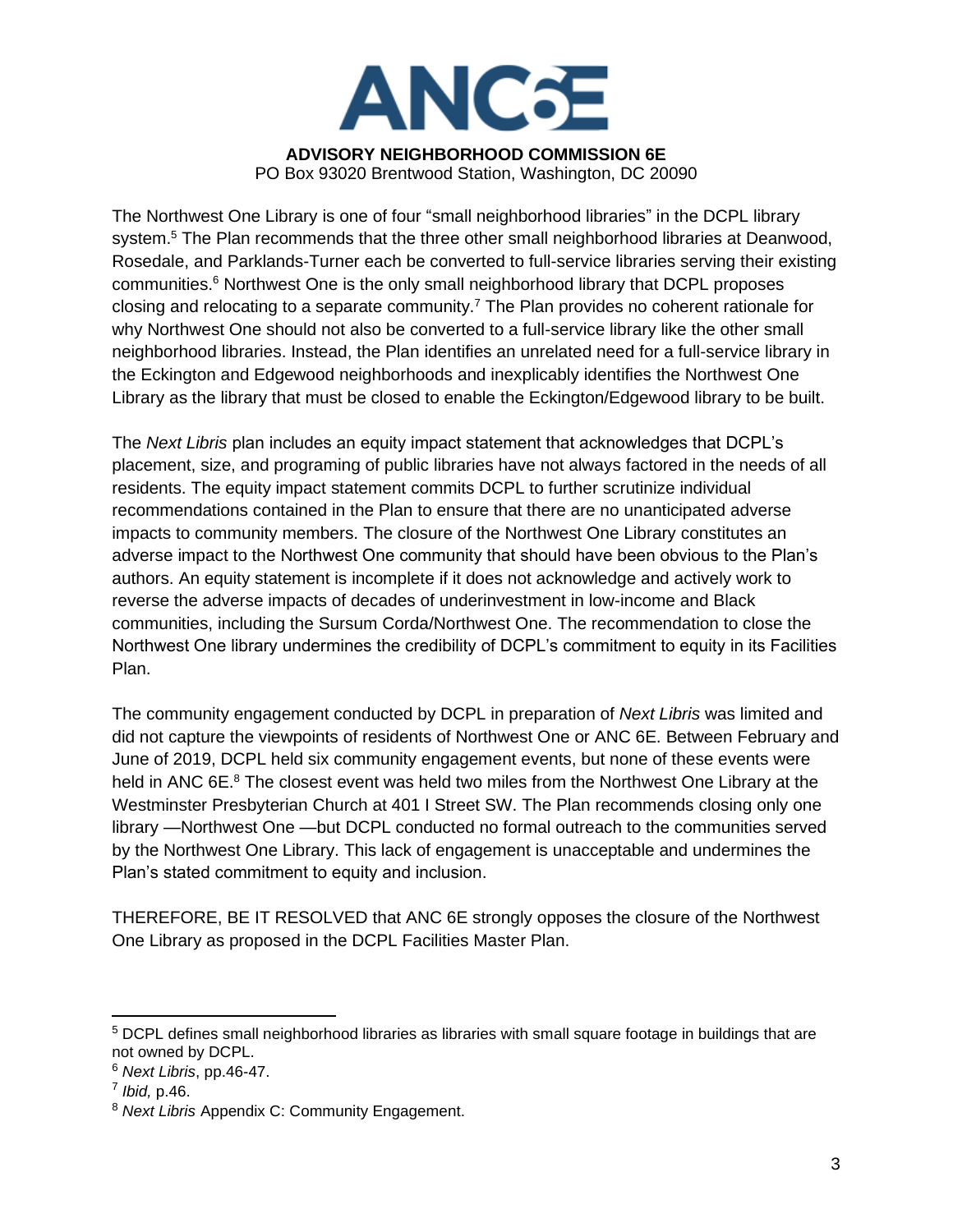The Northwest One Library is one of four "small neighborhood libraries" in the DCPL library system.[5] The Plan recommends that the three other small neighborhood libraries at Deanwood, Rosedale, and Parklands-Turner each be converted to full-service libraries serving their existing communities.[6] Northwest One is the only small neighborhood library that DCPL proposes closing and relocating to a separate community.[7] The Plan provides no coherent rationale for why Northwest One should not also be converted to a full-service library like the other small neighborhood libraries. Instead, the Plan identifies an unrelated need for a full-service library in the Eckington and Edgewood neighborhoods and inexplicably identifies the Northwest One Library as the library that must be closed to enable the Eckington/Edgewood library to be built.

The *Next Libris* plan includes an equity impact statement that acknowledges that DCPL's placement, size, and programing of public libraries have not always factored in the needs of all residents. The equity impact statement commits DCPL to further scrutinize individual recommendations contained in the Plan to ensure that there are no unanticipated adverse impacts to community members. The closure of the Northwest One Library constitutes an adverse impact to the Northwest One community that should have been obvious to the Plan's authors. An equity statement is incomplete if it does not acknowledge and actively work to reverse the adverse impacts of decades of underinvestment in low-income and Black communities, including the Sursum Corda/Northwest One. The recommendation to close the Northwest One library undermines the credibility of DCPL's commitment to equity in its Facilities Plan.

The community engagement conducted by DCPL in preparation of *Next Libris* was limited and did not capture the viewpoints of residents of Northwest One or ANC 6E. Between February and June of 2019, DCPL held six community engagement events, but none of these events were held in ANC 6E.[8] The closest event was held two miles from the Northwest One Library at the Westminster Presbyterian Church at 401 I Street SW. The Plan recommends closing only one library —Northwest One —but DCPL conducted no formal outreach to the communities served by the Northwest One Library. This lack of engagement is unacceptable and undermines the Plan's stated commitment to equity and inclusion.

THEREFORE, BE IT RESOLVED that ANC 6E strongly opposes the closure of the Northwest One Library as proposed in the DCPL Facilities Master Plan.

---

[5] DCPL defines small neighborhood libraries as libraries with small square footage in buildings that are not owned by DCPL.

[6] *Next Libris*, pp.46-47.

[7] *Ibid,* p.46.

[8] *Next Libris* Appendix C: Community Engagement.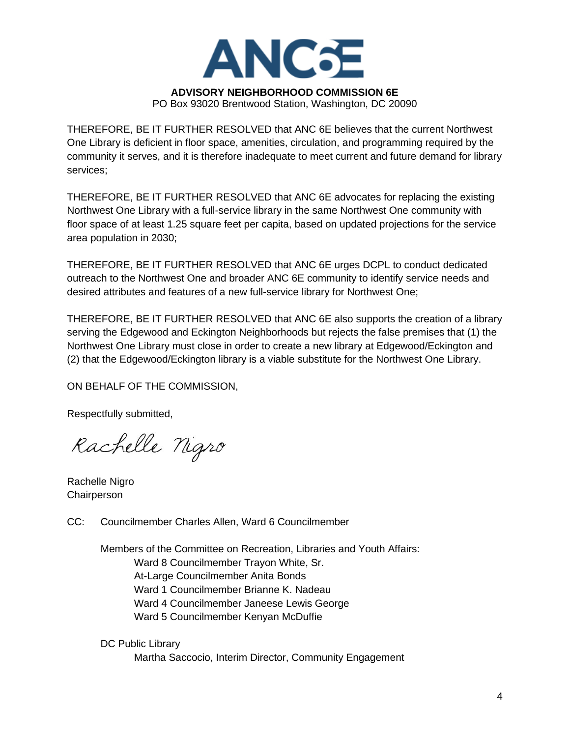**ADVISORY NEIGHBORHOOD COMMISSION 6E**
PO Box 93020 Brentwood Station, Washington, DC 20090

THEREFORE, BE IT FURTHER RESOLVED that ANC 6E believes that the current Northwest One Library is deficient in floor space, amenities, circulation, and programming required by the community it serves, and it is therefore inadequate to meet current and future demand for library services;

THEREFORE, BE IT FURTHER RESOLVED that ANC 6E advocates for replacing the existing Northwest One Library with a full-service library in the same Northwest One community with floor space of at least 1.25 square feet per capita, based on updated projections for the service area population in 2030;

THEREFORE, BE IT FURTHER RESOLVED that ANC 6E urges DCPL to conduct dedicated outreach to the Northwest One and broader ANC 6E community to identify service needs and desired attributes and features of a new full-service library for Northwest One;

THEREFORE, BE IT FURTHER RESOLVED that ANC 6E also supports the creation of a library serving the Edgewood and Eckington Neighborhoods but rejects the false premises that (1) the Northwest One Library must close in order to create a new library at Edgewood/Eckington and (2) that the Edgewood/Eckington library is a viable substitute for the Northwest One Library.

ON BEHALF OF THE COMMISSION,

Respectfully submitted,

Rachelle Nigro

Rachelle Nigro
Chairperson

CC: Councilmember Charles Allen, Ward 6 Councilmember

Members of the Committee on Recreation, Libraries and Youth Affairs:
- Ward 8 Councilmember Trayon White, Sr.
- At-Large Councilmember Anita Bonds
- Ward 1 Councilmember Brianne K. Nadeau
- Ward 4 Councilmember Janeese Lewis George
- Ward 5 Councilmember Kenyan McDuffie

DC Public Library
- Martha Saccocio, Interim Director, Community Engagement